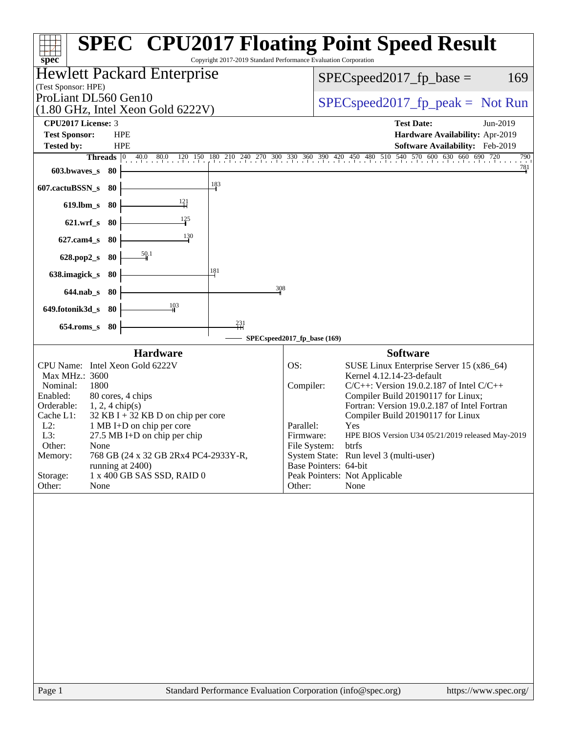# SPEC CPU2017 Floating Point Speed Result

Copyright 2017-2019 Standard Performance Evaluation Corporation

## Hewlett Packard Enterprise

(Test Sponsor: HPE)

ProLiant DL560 Gen10
(1.80 GHz, Intel Xeon Gold 6222V)

SPECspeed2017_fp_base = 169

SPECspeed2017_fp_peak = Not Run

| | | | |
|---|---|---|---|
| **CPU2017 License:** | 3 | **Test Date:** | Jun-2019 |
| **Test Sponsor:** | HPE | **Hardware Availability:** | Apr-2019 |
| **Tested by:** | HPE | **Software Availability:** | Feb-2019 |

| Benchmark | Threads | Base |
|---|---|---|
| 603.bwaves_s | 80 | 781 |
| 607.cactuBSSN_s | 80 | 183 |
| 619.lbm_s | 80 | 121 |
| 621.wrf_s | 80 | 125 |
| 627.cam4_s | 80 | 130 |
| 628.pop2_s | 80 | 50.1 |
| 638.imagick_s | 80 | 181 |
| 644.nab_s | 80 | 308 |
| 649.fotonik3d_s | 80 | 103 |
| 654.roms_s | 80 | 231 |

SPECspeed2017_fp_base (169)

### Hardware

| | |
|---|---|
| CPU Name: | Intel Xeon Gold 6222V |
| Max MHz.: | 3600 |
| Nominal: | 1800 |
| Enabled: | 80 cores, 4 chips |
| Orderable: | 1, 2, 4 chip(s) |
| Cache L1: | 32 KB I + 32 KB D on chip per core |
| L2: | 1 MB I+D on chip per core |
| L3: | 27.5 MB I+D on chip per chip |
| Other: | None |
| Memory: | 768 GB (24 x 32 GB 2Rx4 PC4-2933Y-R, running at 2400) |
| Storage: | 1 x 400 GB SAS SSD, RAID 0 |
| Other: | None |

### Software

| | |
|---|---|
| OS: | SUSE Linux Enterprise Server 15 (x86_64) Kernel 4.12.14-23-default |
| Compiler: | C/C++: Version 19.0.2.187 of Intel C/C++ Compiler Build 20190117 for Linux; Fortran: Version 19.0.2.187 of Intel Fortran Compiler Build 20190117 for Linux |
| Parallel: | Yes |
| Firmware: | HPE BIOS Version U34 05/21/2019 released May-2019 |
| File System: | btrfs |
| System State: | Run level 3 (multi-user) |
| Base Pointers: | 64-bit |
| Peak Pointers: | Not Applicable |
| Other: | None |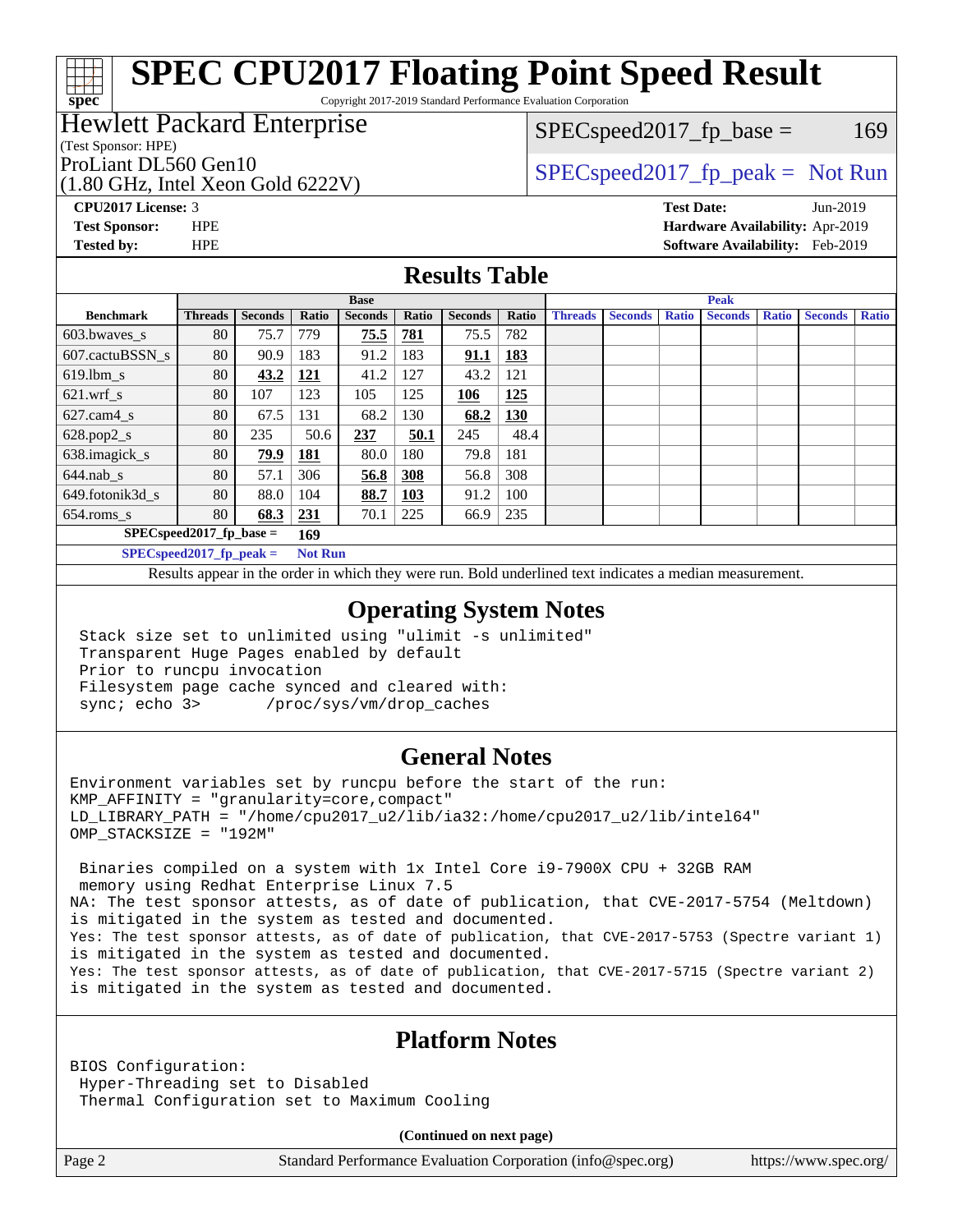# SPEC CPU2017 Floating Point Speed Result

Copyright 2017-2019 Standard Performance Evaluation Corporation

**Hewlett Packard Enterprise**
(Test Sponsor: HPE)
ProLiant DL560 Gen10
(1.80 GHz, Intel Xeon Gold 6222V)

SPECspeed2017_fp_base = 169

SPECspeed2017_fp_peak = Not Run

**CPU2017 License:** 3
**Test Sponsor:** HPE
**Tested by:** HPE

**Test Date:** Jun-2019
**Hardware Availability:** Apr-2019
**Software Availability:** Feb-2019

## Results Table

| Benchmark | Base | | | | | | | Peak | | | | | | |
|---|---|---|---|---|---|---|---|---|---|---|---|---|---|---|
| | Threads | Seconds | Ratio | Seconds | Ratio | Seconds | Ratio | Threads | Seconds | Ratio | Seconds | Ratio | Seconds | Ratio |
| 603.bwaves_s | 80 | 75.7 | 779 | **75.5** | **781** | 75.5 | 782 | | | | | | | |
| 607.cactuBSSN_s | 80 | 90.9 | 183 | 91.2 | 183 | **91.1** | **183** | | | | | | | |
| 619.lbm_s | 80 | **43.2** | **121** | 41.2 | 127 | 43.2 | 121 | | | | | | | |
| 621.wrf_s | 80 | 107 | 123 | 105 | 125 | **106** | **125** | | | | | | | |
| 627.cam4_s | 80 | 67.5 | 131 | 68.2 | 130 | **68.2** | **130** | | | | | | | |
| 628.pop2_s | 80 | 235 | 50.6 | **237** | **50.1** | 245 | 48.4 | | | | | | | |
| 638.imagick_s | 80 | **79.9** | **181** | 80.0 | 180 | 79.8 | 181 | | | | | | | |
| 644.nab_s | 80 | 57.1 | 306 | **56.8** | **308** | 56.8 | 308 | | | | | | | |
| 649.fotonik3d_s | 80 | 88.0 | 104 | **88.7** | **103** | 91.2 | 100 | | | | | | | |
| 654.roms_s | 80 | **68.3** | **231** | 70.1 | 225 | 66.9 | 235 | | | | | | | |

SPECspeed2017_fp_base = **169**

SPECspeed2017_fp_peak = **Not Run**

Results appear in the order in which they were run. Bold underlined text indicates a median measurement.

## Operating System Notes

```
Stack size set to unlimited using "ulimit -s unlimited"
Transparent Huge Pages enabled by default
Prior to runcpu invocation
Filesystem page cache synced and cleared with:
sync; echo 3>       /proc/sys/vm/drop_caches
```

## General Notes

```
Environment variables set by runcpu before the start of the run:
KMP_AFFINITY = "granularity=core,compact"
LD_LIBRARY_PATH = "/home/cpu2017_u2/lib/ia32:/home/cpu2017_u2/lib/intel64"
OMP_STACKSIZE = "192M"

 Binaries compiled on a system with 1x Intel Core i9-7900X CPU + 32GB RAM
 memory using Redhat Enterprise Linux 7.5
NA: The test sponsor attests, as of date of publication, that CVE-2017-5754 (Meltdown)
is mitigated in the system as tested and documented.
Yes: The test sponsor attests, as of date of publication, that CVE-2017-5753 (Spectre variant 1)
is mitigated in the system as tested and documented.
Yes: The test sponsor attests, as of date of publication, that CVE-2017-5715 (Spectre variant 2)
is mitigated in the system as tested and documented.
```

## Platform Notes

```
BIOS Configuration:
 Hyper-Threading set to Disabled
 Thermal Configuration set to Maximum Cooling
```

**(Continued on next page)**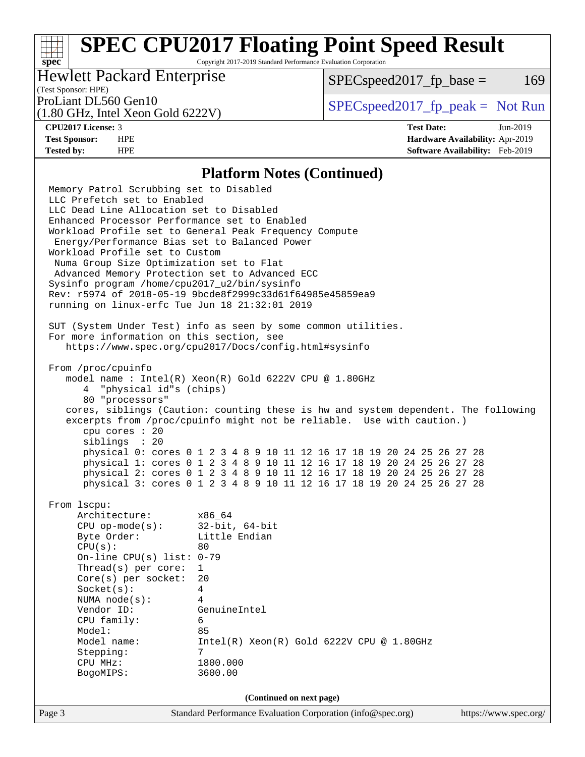## Platform Notes (Continued)

```
Memory Patrol Scrubbing set to Disabled
LLC Prefetch set to Enabled
LLC Dead Line Allocation set to Disabled
Enhanced Processor Performance set to Enabled
Workload Profile set to General Peak Frequency Compute
 Energy/Performance Bias set to Balanced Power
Workload Profile set to Custom
 Numa Group Size Optimization set to Flat
 Advanced Memory Protection set to Advanced ECC
Sysinfo program /home/cpu2017_u2/bin/sysinfo
Rev: r5974 of 2018-05-19 9bcde8f2999c33d61f64985e45859ea9
running on linux-erfc Tue Jun 18 21:32:01 2019

SUT (System Under Test) info as seen by some common utilities.
For more information on this section, see
   https://www.spec.org/cpu2017/Docs/config.html#sysinfo

From /proc/cpuinfo
   model name : Intel(R) Xeon(R) Gold 6222V CPU @ 1.80GHz
      4  "physical id"s (chips)
      80 "processors"
   cores, siblings (Caution: counting these is hw and system dependent. The following
   excerpts from /proc/cpuinfo might not be reliable.  Use with caution.)
      cpu cores : 20
      siblings  : 20
      physical 0: cores 0 1 2 3 4 8 9 10 11 12 16 17 18 19 20 24 25 26 27 28
      physical 1: cores 0 1 2 3 4 8 9 10 11 12 16 17 18 19 20 24 25 26 27 28
      physical 2: cores 0 1 2 3 4 8 9 10 11 12 16 17 18 19 20 24 25 26 27 28
      physical 3: cores 0 1 2 3 4 8 9 10 11 12 16 17 18 19 20 24 25 26 27 28

From lscpu:
     Architecture:        x86_64
     CPU op-mode(s):      32-bit, 64-bit
     Byte Order:          Little Endian
     CPU(s):              80
     On-line CPU(s) list: 0-79
     Thread(s) per core:  1
     Core(s) per socket:  20
     Socket(s):           4
     NUMA node(s):        4
     Vendor ID:           GenuineIntel
     CPU family:          6
     Model:               85
     Model name:          Intel(R) Xeon(R) Gold 6222V CPU @ 1.80GHz
     Stepping:            7
     CPU MHz:             1800.000
     BogoMIPS:            3600.00
```

(Continued on next page)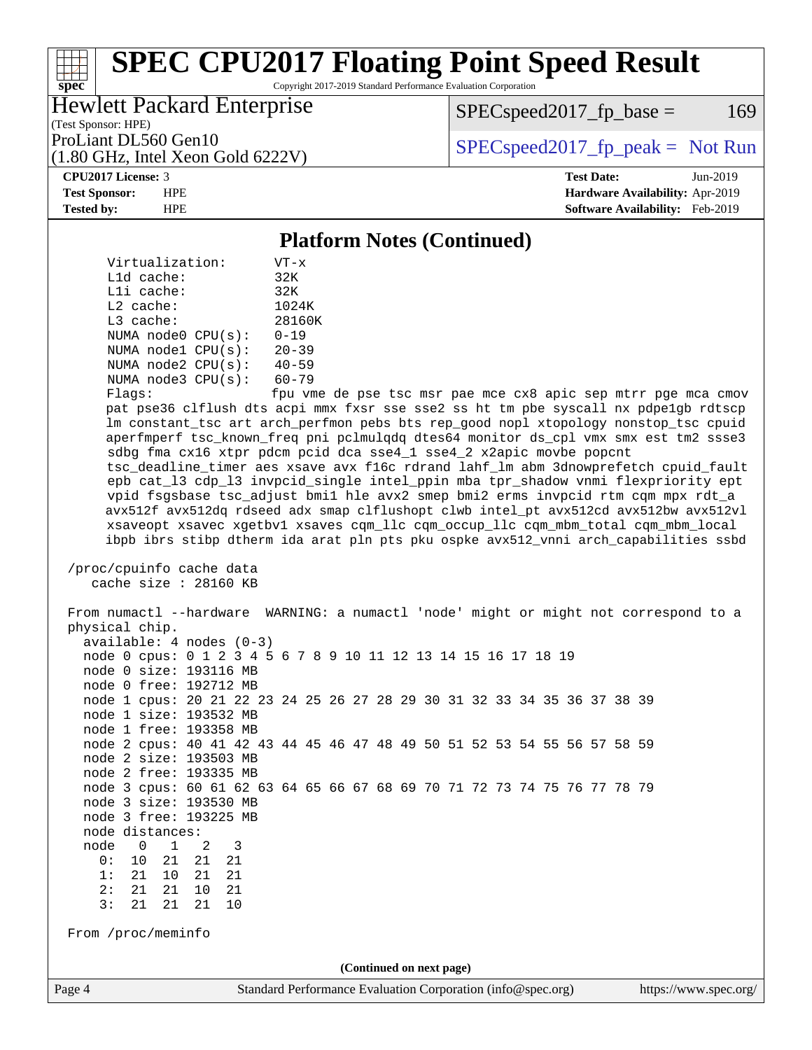## Platform Notes (Continued)

```
     Virtualization:       VT-x
     L1d cache:            32K
     L1i cache:            32K
     L2 cache:             1024K
     L3 cache:             28160K
     NUMA node0 CPU(s):    0-19
     NUMA node1 CPU(s):    20-39
     NUMA node2 CPU(s):    40-59
     NUMA node3 CPU(s):    60-79
     Flags:                fpu vme de pse tsc msr pae mce cx8 apic sep mtrr pge mca cmov
     pat pse36 clflush dts acpi mmx fxsr sse sse2 ss ht tm pbe syscall nx pdpe1gb rdtscp
     lm constant_tsc art arch_perfmon pebs bts rep_good nopl xtopology nonstop_tsc cpuid
     aperfmperf tsc_known_freq pni pclmulqdq dtes64 monitor ds_cpl vmx smx est tm2 ssse3
     sdbg fma cx16 xtpr pdcm pcid dca sse4_1 sse4_2 x2apic movbe popcnt
     tsc_deadline_timer aes xsave avx f16c rdrand lahf_lm abm 3dnowprefetch cpuid_fault
     epb cat_l3 cdp_l3 invpcid_single intel_ppin mba tpr_shadow vnmi flexpriority ept
     vpid fsgsbase tsc_adjust bmi1 hle avx2 smep bmi2 erms invpcid rtm cqm mpx rdt_a
     avx512f avx512dq rdseed adx smap clflushopt clwb intel_pt avx512cd avx512bw avx512vl
     xsaveopt xsavec xgetbv1 xsaves cqm_llc cqm_occup_llc cqm_mbm_total cqm_mbm_local
     ibpb ibrs stibp dtherm ida arat pln pts pku ospke avx512_vnni arch_capabilities ssbd

 /proc/cpuinfo cache data
    cache size : 28160 KB

 From numactl --hardware  WARNING: a numactl 'node' might or might not correspond to a
 physical chip.
   available: 4 nodes (0-3)
   node 0 cpus: 0 1 2 3 4 5 6 7 8 9 10 11 12 13 14 15 16 17 18 19
   node 0 size: 193116 MB
   node 0 free: 192712 MB
   node 1 cpus: 20 21 22 23 24 25 26 27 28 29 30 31 32 33 34 35 36 37 38 39
   node 1 size: 193532 MB
   node 1 free: 193358 MB
   node 2 cpus: 40 41 42 43 44 45 46 47 48 49 50 51 52 53 54 55 56 57 58 59
   node 2 size: 193503 MB
   node 2 free: 193335 MB
   node 3 cpus: 60 61 62 63 64 65 66 67 68 69 70 71 72 73 74 75 76 77 78 79
   node 3 size: 193530 MB
   node 3 free: 193225 MB
   node distances:
   node   0   1   2   3
     0:  10  21  21  21
     1:  21  10  21  21
     2:  21  21  10  21
     3:  21  21  21  10

 From /proc/meminfo
```

(Continued on next page)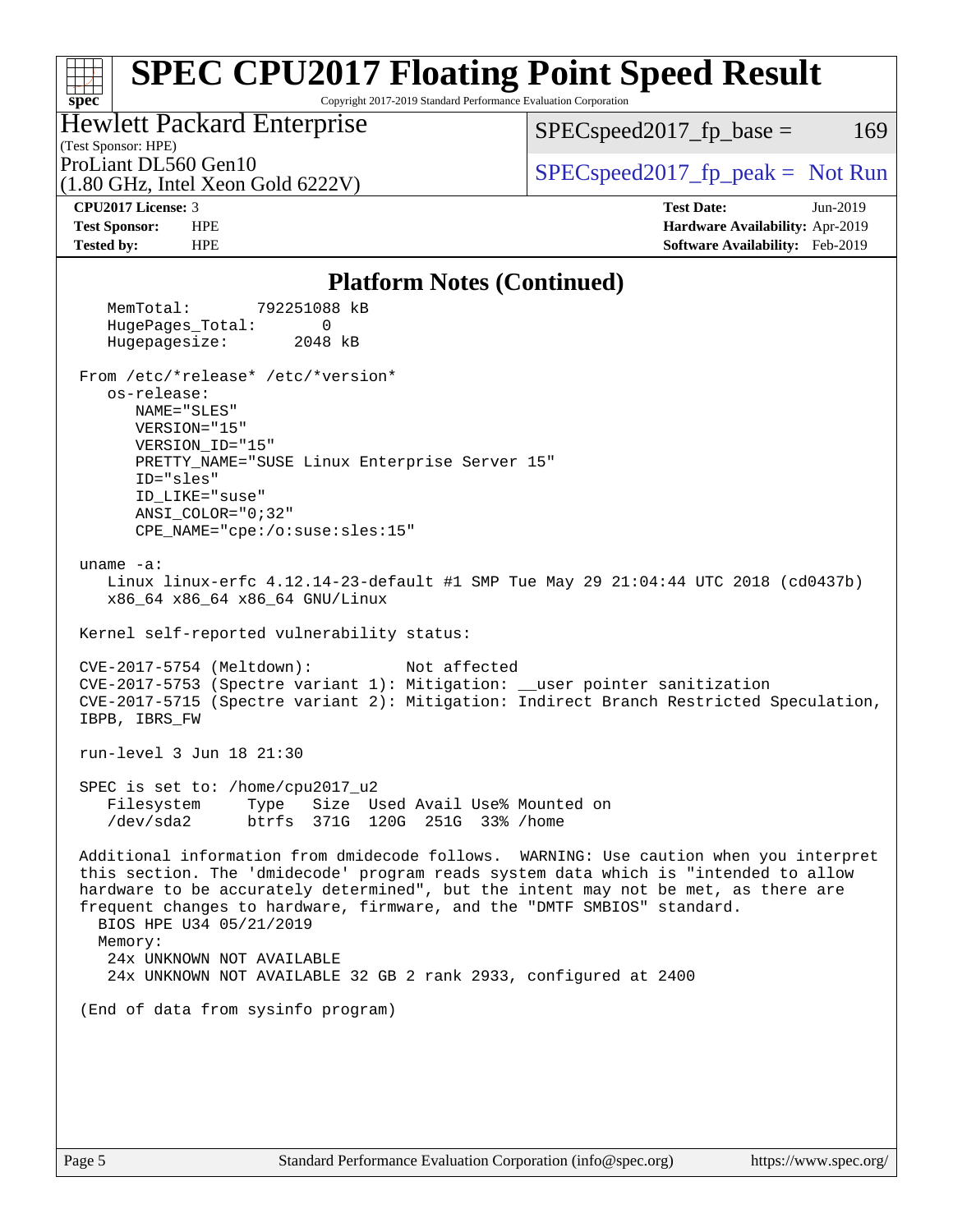# SPEC CPU2017 Floating Point Speed Result

Copyright 2017-2019 Standard Performance Evaluation Corporation

**Hewlett Packard Enterprise**
(Test Sponsor: HPE)
ProLiant DL560 Gen10
(1.80 GHz, Intel Xeon Gold 6222V)

SPECspeed2017_fp_base = 169

SPECspeed2017_fp_peak = Not Run

**CPU2017 License:** 3
**Test Sponsor:** HPE
**Tested by:** HPE

**Test Date:** Jun-2019
**Hardware Availability:** Apr-2019
**Software Availability:** Feb-2019

## Platform Notes (Continued)

```
     MemTotal:       792251088 kB
     HugePages_Total:       0
     Hugepagesize:       2048 kB

  From /etc/*release* /etc/*version*
     os-release:
        NAME="SLES"
        VERSION="15"
        VERSION_ID="15"
        PRETTY_NAME="SUSE Linux Enterprise Server 15"
        ID="sles"
        ID_LIKE="suse"
        ANSI_COLOR="0;32"
        CPE_NAME="cpe:/o:suse:sles:15"

  uname -a:
     Linux linux-erfc 4.12.14-23-default #1 SMP Tue May 29 21:04:44 UTC 2018 (cd0437b)
     x86_64 x86_64 x86_64 GNU/Linux

  Kernel self-reported vulnerability status:

  CVE-2017-5754 (Meltdown):          Not affected
  CVE-2017-5753 (Spectre variant 1): Mitigation: __user pointer sanitization
  CVE-2017-5715 (Spectre variant 2): Mitigation: Indirect Branch Restricted Speculation,
  IBPB, IBRS_FW

  run-level 3 Jun 18 21:30

  SPEC is set to: /home/cpu2017_u2
     Filesystem     Type   Size  Used Avail Use% Mounted on
     /dev/sda2      btrfs  371G  120G  251G  33% /home

  Additional information from dmidecode follows.  WARNING: Use caution when you interpret
  this section. The 'dmidecode' program reads system data which is "intended to allow
  hardware to be accurately determined", but the intent may not be met, as there are
  frequent changes to hardware, firmware, and the "DMTF SMBIOS" standard.
    BIOS HPE U34 05/21/2019
    Memory:
     24x UNKNOWN NOT AVAILABLE
     24x UNKNOWN NOT AVAILABLE 32 GB 2 rank 2933, configured at 2400

  (End of data from sysinfo program)
```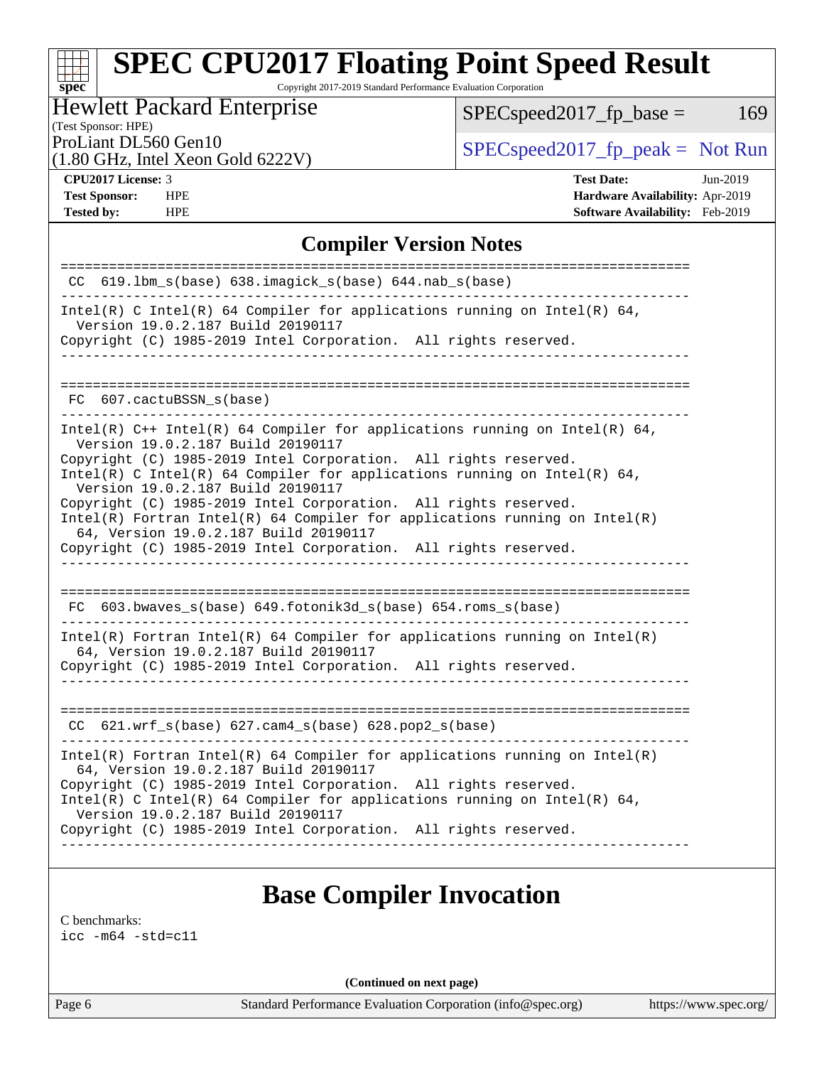## Compiler Version Notes

```
==============================================================================
 CC  619.lbm_s(base) 638.imagick_s(base) 644.nab_s(base)
------------------------------------------------------------------------------
Intel(R) C Intel(R) 64 Compiler for applications running on Intel(R) 64,
  Version 19.0.2.187 Build 20190117
Copyright (C) 1985-2019 Intel Corporation.  All rights reserved.
------------------------------------------------------------------------------

==============================================================================
 FC  607.cactuBSSN_s(base)
------------------------------------------------------------------------------
Intel(R) C++ Intel(R) 64 Compiler for applications running on Intel(R) 64,
  Version 19.0.2.187 Build 20190117
Copyright (C) 1985-2019 Intel Corporation.  All rights reserved.
Intel(R) C Intel(R) 64 Compiler for applications running on Intel(R) 64,
  Version 19.0.2.187 Build 20190117
Copyright (C) 1985-2019 Intel Corporation.  All rights reserved.
Intel(R) Fortran Intel(R) 64 Compiler for applications running on Intel(R)
  64, Version 19.0.2.187 Build 20190117
Copyright (C) 1985-2019 Intel Corporation.  All rights reserved.
------------------------------------------------------------------------------

==============================================================================
 FC  603.bwaves_s(base) 649.fotonik3d_s(base) 654.roms_s(base)
------------------------------------------------------------------------------
Intel(R) Fortran Intel(R) 64 Compiler for applications running on Intel(R)
  64, Version 19.0.2.187 Build 20190117
Copyright (C) 1985-2019 Intel Corporation.  All rights reserved.
------------------------------------------------------------------------------

==============================================================================
 CC  621.wrf_s(base) 627.cam4_s(base) 628.pop2_s(base)
------------------------------------------------------------------------------
Intel(R) Fortran Intel(R) 64 Compiler for applications running on Intel(R)
  64, Version 19.0.2.187 Build 20190117
Copyright (C) 1985-2019 Intel Corporation.  All rights reserved.
Intel(R) C Intel(R) 64 Compiler for applications running on Intel(R) 64,
  Version 19.0.2.187 Build 20190117
Copyright (C) 1985-2019 Intel Corporation.  All rights reserved.
------------------------------------------------------------------------------
```

## Base Compiler Invocation

C benchmarks:
icc -m64 -std=c11

**(Continued on next page)**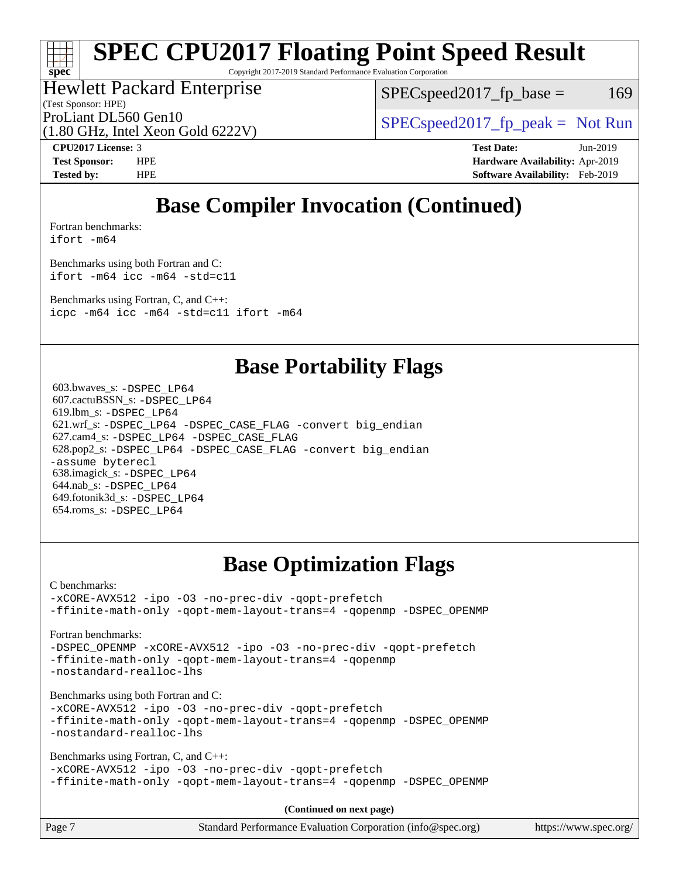## Base Compiler Invocation (Continued)

Fortran benchmarks:
```
ifort -m64
```

Benchmarks using both Fortran and C:
```
ifort -m64 icc -m64 -std=c11
```

Benchmarks using Fortran, C, and C++:
```
icpc -m64 icc -m64 -std=c11 ifort -m64
```

## Base Portability Flags

603.bwaves_s: `-DSPEC_LP64`
607.cactuBSSN_s: `-DSPEC_LP64`
619.lbm_s: `-DSPEC_LP64`
621.wrf_s: `-DSPEC_LP64 -DSPEC_CASE_FLAG -convert big_endian`
627.cam4_s: `-DSPEC_LP64 -DSPEC_CASE_FLAG`
628.pop2_s: `-DSPEC_LP64 -DSPEC_CASE_FLAG -convert big_endian -assume byterecl`
638.imagick_s: `-DSPEC_LP64`
644.nab_s: `-DSPEC_LP64`
649.fotonik3d_s: `-DSPEC_LP64`
654.roms_s: `-DSPEC_LP64`

## Base Optimization Flags

C benchmarks:
```
-xCORE-AVX512 -ipo -O3 -no-prec-div -qopt-prefetch
-ffinite-math-only -qopt-mem-layout-trans=4 -qopenmp -DSPEC_OPENMP
```

Fortran benchmarks:
```
-DSPEC_OPENMP -xCORE-AVX512 -ipo -O3 -no-prec-div -qopt-prefetch
-ffinite-math-only -qopt-mem-layout-trans=4 -qopenmp
-nostandard-realloc-lhs
```

Benchmarks using both Fortran and C:
```
-xCORE-AVX512 -ipo -O3 -no-prec-div -qopt-prefetch
-ffinite-math-only -qopt-mem-layout-trans=4 -qopenmp -DSPEC_OPENMP
-nostandard-realloc-lhs
```

Benchmarks using Fortran, C, and C++:
```
-xCORE-AVX512 -ipo -O3 -no-prec-div -qopt-prefetch
-ffinite-math-only -qopt-mem-layout-trans=4 -qopenmp -DSPEC_OPENMP
```

**(Continued on next page)**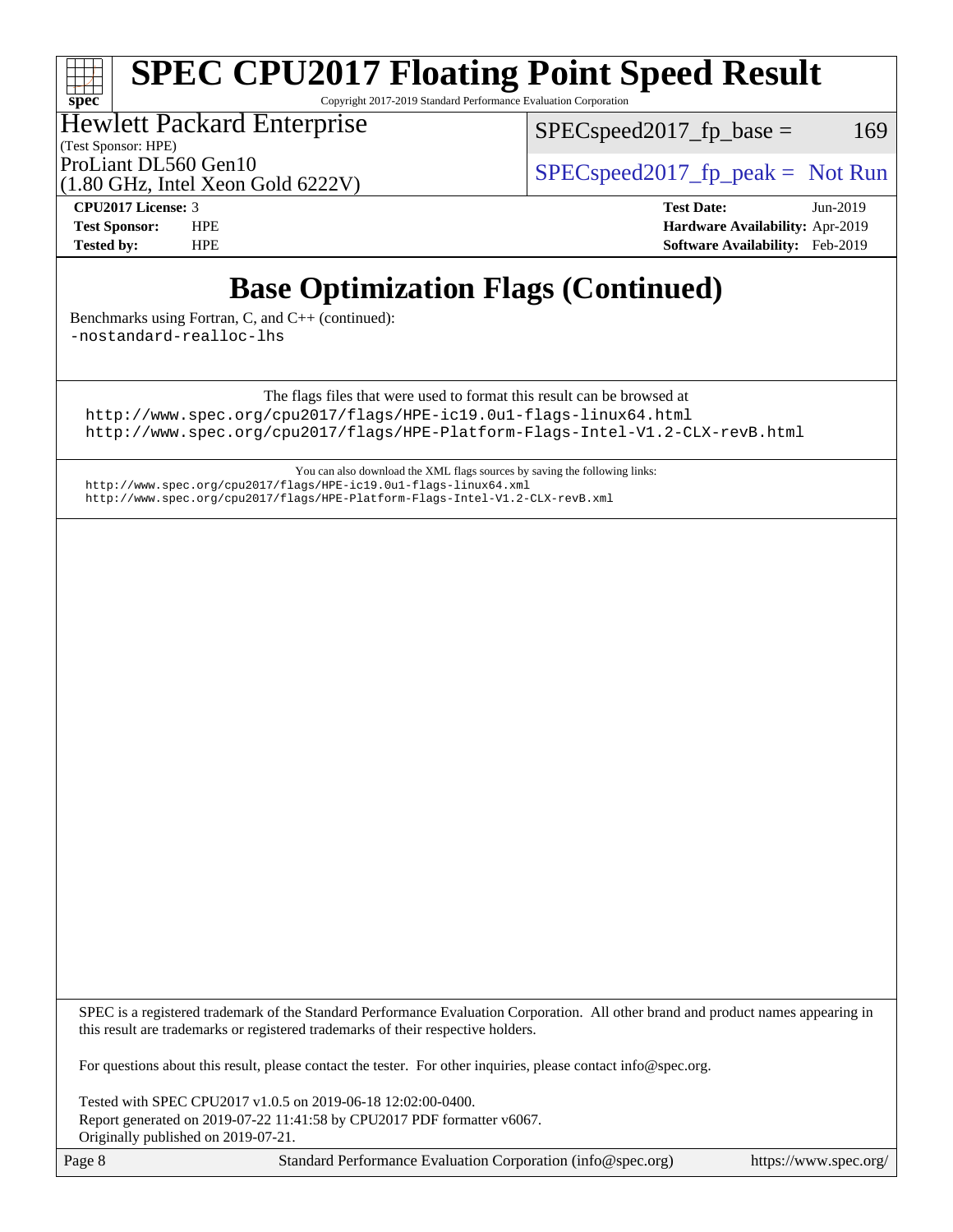# Base Optimization Flags (Continued)

Benchmarks using Fortran, C, and C++ (continued):
-nostandard-realloc-lhs

The flags files that were used to format this result can be browsed at
http://www.spec.org/cpu2017/flags/HPE-ic19.0u1-flags-linux64.html
http://www.spec.org/cpu2017/flags/HPE-Platform-Flags-Intel-V1.2-CLX-revB.html

You can also download the XML flags sources by saving the following links:
http://www.spec.org/cpu2017/flags/HPE-ic19.0u1-flags-linux64.xml
http://www.spec.org/cpu2017/flags/HPE-Platform-Flags-Intel-V1.2-CLX-revB.xml

SPEC is a registered trademark of the Standard Performance Evaluation Corporation. All other brand and product names appearing in this result are trademarks or registered trademarks of their respective holders.

For questions about this result, please contact the tester. For other inquiries, please contact info@spec.org.

Tested with SPEC CPU2017 v1.0.5 on 2019-06-18 12:02:00-0400.
Report generated on 2019-07-22 11:41:58 by CPU2017 PDF formatter v6067.
Originally published on 2019-07-21.